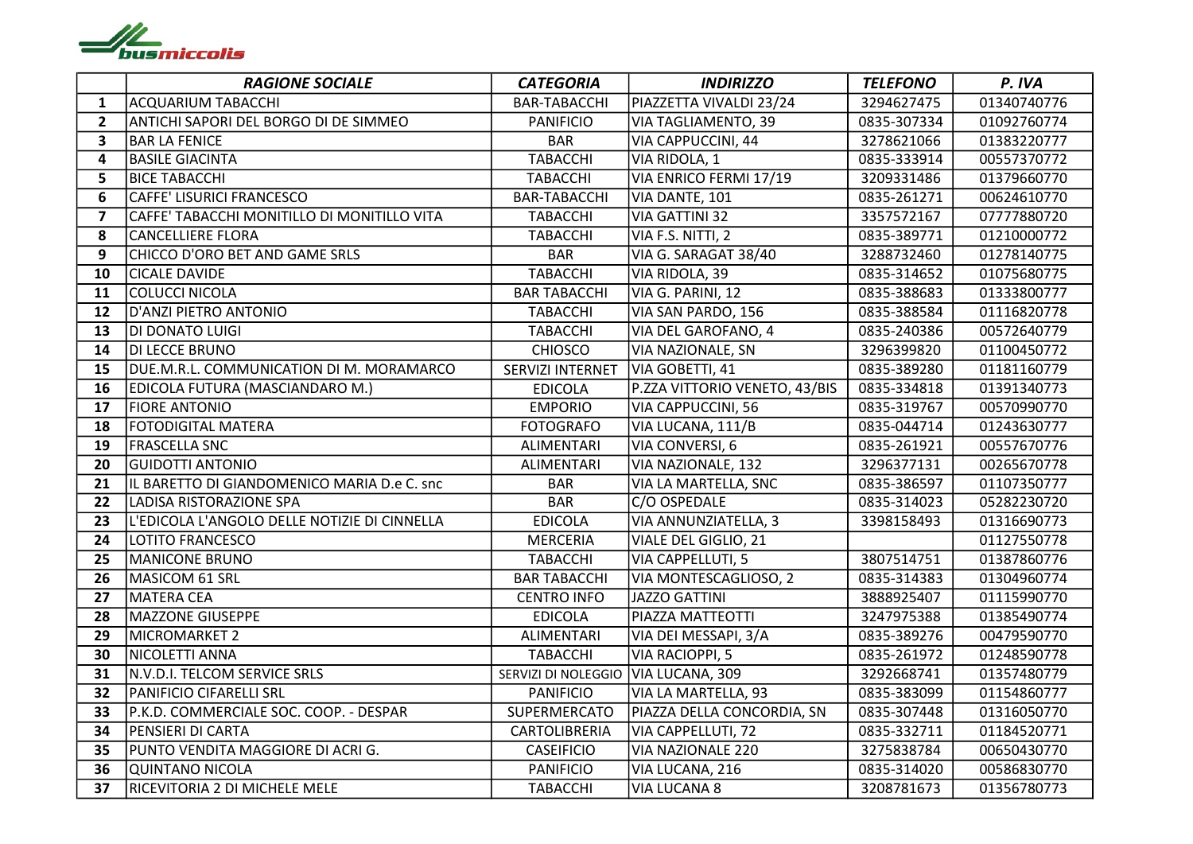busmiccolis

| | *RAGIONE SOCIALE* | *CATEGORIA* | *INDIRIZZO* | *TELEFONO* | *P. IVA* |
|---|---|---|---|---|---|
| **1** | ACQUARIUM TABACCHI | BAR-TABACCHI | PIAZZETTA VIVALDI 23/24 | 3294627475 | 01340740776 |
| **2** | ANTICHI SAPORI DEL BORGO DI DE SIMMEO | PANIFICIO | VIA TAGLIAMENTO, 39 | 0835-307334 | 01092760774 |
| **3** | BAR LA FENICE | BAR | VIA CAPPUCCINI, 44 | 3278621066 | 01383220777 |
| **4** | BASILE GIACINTA | TABACCHI | VIA RIDOLA, 1 | 0835-333914 | 00557370772 |
| **5** | BICE TABACCHI | TABACCHI | VIA ENRICO FERMI 17/19 | 3209331486 | 01379660770 |
| **6** | CAFFE' LISURICI FRANCESCO | BAR-TABACCHI | VIA DANTE, 101 | 0835-261271 | 00624610770 |
| **7** | CAFFE' TABACCHI MONITILLO DI MONITILLO VITA | TABACCHI | VIA GATTINI 32 | 3357572167 | 07777880720 |
| **8** | CANCELLIERE FLORA | TABACCHI | VIA F.S. NITTI, 2 | 0835-389771 | 01210000772 |
| **9** | CHICCO D'ORO BET AND GAME SRLS | BAR | VIA G. SARAGAT 38/40 | 3288732460 | 01278140775 |
| **10** | CICALE DAVIDE | TABACCHI | VIA RIDOLA, 39 | 0835-314652 | 01075680775 |
| **11** | COLUCCI NICOLA | BAR TABACCHI | VIA G. PARINI, 12 | 0835-388683 | 01333800777 |
| **12** | D'ANZI PIETRO ANTONIO | TABACCHI | VIA SAN PARDO, 156 | 0835-388584 | 01116820778 |
| **13** | DI DONATO LUIGI | TABACCHI | VIA DEL GAROFANO, 4 | 0835-240386 | 00572640779 |
| **14** | DI LECCE BRUNO | CHIOSCO | VIA NAZIONALE, SN | 3296399820 | 01100450772 |
| **15** | DUE.M.R.L. COMMUNICATION DI M. MORAMARCO | SERVIZI INTERNET | VIA GOBETTI, 41 | 0835-389280 | 01181160779 |
| **16** | EDICOLA FUTURA (MASCIANDARO M.) | EDICOLA | P.ZZA VITTORIO VENETO, 43/BIS | 0835-334818 | 01391340773 |
| **17** | FIORE ANTONIO | EMPORIO | VIA CAPPUCCINI, 56 | 0835-319767 | 00570990770 |
| **18** | FOTODIGITAL MATERA | FOTOGRAFO | VIA LUCANA, 111/B | 0835-044714 | 01243630777 |
| **19** | FRASCELLA SNC | ALIMENTARI | VIA CONVERSI, 6 | 0835-261921 | 00557670776 |
| **20** | GUIDOTTI ANTONIO | ALIMENTARI | VIA NAZIONALE, 132 | 3296377131 | 00265670778 |
| **21** | IL BARETTO DI GIANDOMENICO MARIA D.e C. snc | BAR | VIA LA MARTELLA, SNC | 0835-386597 | 01107350777 |
| **22** | LADISA RISTORAZIONE SPA | BAR | C/O OSPEDALE | 0835-314023 | 05282230720 |
| **23** | L'EDICOLA L'ANGOLO DELLE NOTIZIE DI CINNELLA | EDICOLA | VIA ANNUNZIATELLA, 3 | 3398158493 | 01316690773 |
| **24** | LOTITO FRANCESCO | MERCERIA | VIALE DEL GIGLIO, 21 | | 01127550778 |
| **25** | MANICONE BRUNO | TABACCHI | VIA CAPPELLUTI, 5 | 3807514751 | 01387860776 |
| **26** | MASICOM 61 SRL | BAR TABACCHI | VIA MONTESCAGLIOSO, 2 | 0835-314383 | 01304960774 |
| **27** | MATERA CEA | CENTRO INFO | JAZZO GATTINI | 3888925407 | 01115990770 |
| **28** | MAZZONE GIUSEPPE | EDICOLA | PIAZZA MATTEOTTI | 3247975388 | 01385490774 |
| **29** | MICROMARKET 2 | ALIMENTARI | VIA DEI MESSAPI, 3/A | 0835-389276 | 00479590770 |
| **30** | NICOLETTI ANNA | TABACCHI | VIA RACIOPPI, 5 | 0835-261972 | 01248590778 |
| **31** | N.V.D.I. TELCOM SERVICE SRLS | SERVIZI DI NOLEGGIO | VIA LUCANA, 309 | 3292668741 | 01357480779 |
| **32** | PANIFICIO CIFARELLI SRL | PANIFICIO | VIA LA MARTELLA, 93 | 0835-383099 | 01154860777 |
| **33** | P.K.D. COMMERCIALE SOC. COOP. - DESPAR | SUPERMERCATO | PIAZZA DELLA CONCORDIA, SN | 0835-307448 | 01316050770 |
| **34** | PENSIERI DI CARTA | CARTOLIBRERIA | VIA CAPPELLUTI, 72 | 0835-332711 | 01184520771 |
| **35** | PUNTO VENDITA MAGGIORE DI ACRI G. | CASEIFICIO | VIA NAZIONALE 220 | 3275838784 | 00650430770 |
| **36** | QUINTANO NICOLA | PANIFICIO | VIA LUCANA, 216 | 0835-314020 | 00586830770 |
| **37** | RICEVITORIA 2 DI MICHELE MELE | TABACCHI | VIA LUCANA 8 | 3208781673 | 01356780773 |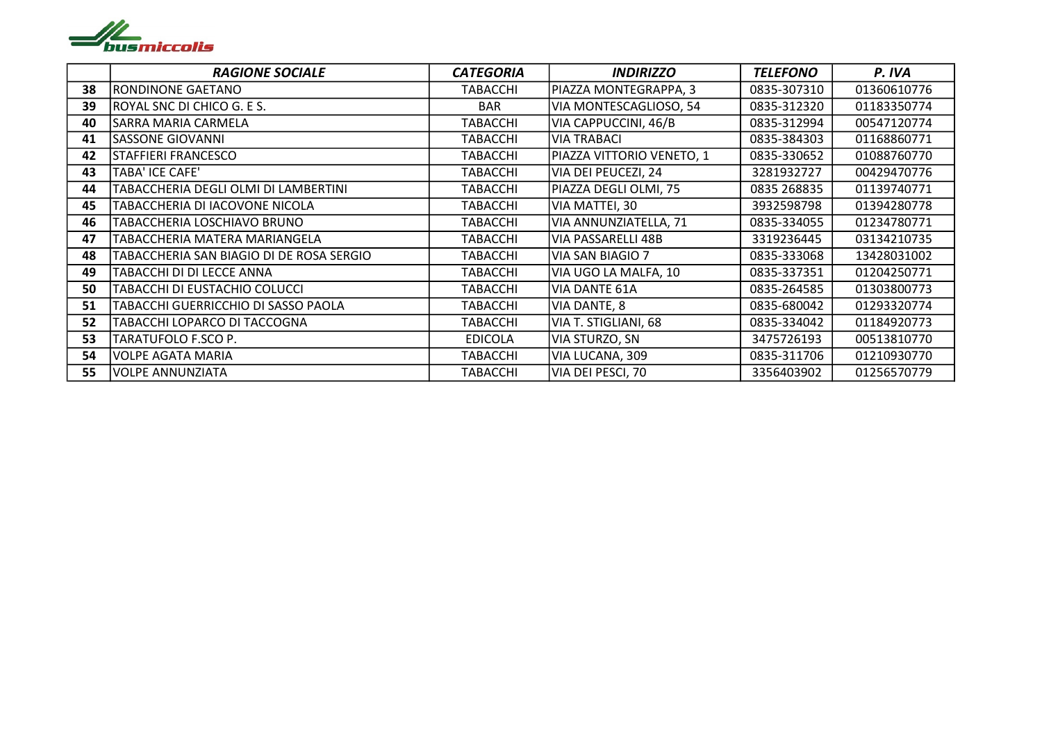busmiccolis

| | *RAGIONE SOCIALE* | *CATEGORIA* | *INDIRIZZO* | *TELEFONO* | *P. IVA* |
|---|---|---|---|---|---|
| **38** | RONDINONE GAETANO | TABACCHI | PIAZZA MONTEGRAPPA, 3 | 0835-307310 | 01360610776 |
| **39** | ROYAL SNC DI CHICO G. E S. | BAR | VIA MONTESCAGLIOSO, 54 | 0835-312320 | 01183350774 |
| **40** | SARRA MARIA CARMELA | TABACCHI | VIA CAPPUCCINI, 46/B | 0835-312994 | 00547120774 |
| **41** | SASSONE GIOVANNI | TABACCHI | VIA TRABACI | 0835-384303 | 01168860771 |
| **42** | STAFFIERI FRANCESCO | TABACCHI | PIAZZA VITTORIO VENETO, 1 | 0835-330652 | 01088760770 |
| **43** | TABA' ICE CAFE' | TABACCHI | VIA DEI PEUCEZI, 24 | 3281932727 | 00429470776 |
| **44** | TABACCHERIA DEGLI OLMI DI LAMBERTINI | TABACCHI | PIAZZA DEGLI OLMI, 75 | 0835 268835 | 01139740771 |
| **45** | TABACCHERIA DI IACOVONE NICOLA | TABACCHI | VIA MATTEI, 30 | 3932598798 | 01394280778 |
| **46** | TABACCHERIA LOSCHIAVO BRUNO | TABACCHI | VIA ANNUNZIATELLA, 71 | 0835-334055 | 01234780771 |
| **47** | TABACCHERIA MATERA MARIANGELA | TABACCHI | VIA PASSARELLI 48B | 3319236445 | 03134210735 |
| **48** | TABACCHERIA SAN BIAGIO DI DE ROSA SERGIO | TABACCHI | VIA SAN BIAGIO 7 | 0835-333068 | 13428031002 |
| **49** | TABACCHI DI DI LECCE ANNA | TABACCHI | VIA UGO LA MALFA, 10 | 0835-337351 | 01204250771 |
| **50** | TABACCHI DI EUSTACHIO COLUCCI | TABACCHI | VIA DANTE 61A | 0835-264585 | 01303800773 |
| **51** | TABACCHI GUERRICCHIO DI SASSO PAOLA | TABACCHI | VIA DANTE, 8 | 0835-680042 | 01293320774 |
| **52** | TABACCHI LOPARCO DI TACCOGNA | TABACCHI | VIA T. STIGLIANI, 68 | 0835-334042 | 01184920773 |
| **53** | TARATUFOLO F.SCO P. | EDICOLA | VIA STURZO, SN | 3475726193 | 00513810770 |
| **54** | VOLPE AGATA MARIA | TABACCHI | VIA LUCANA, 309 | 0835-311706 | 01210930770 |
| **55** | VOLPE ANNUNZIATA | TABACCHI | VIA DEI PESCI, 70 | 3356403902 | 01256570779 |